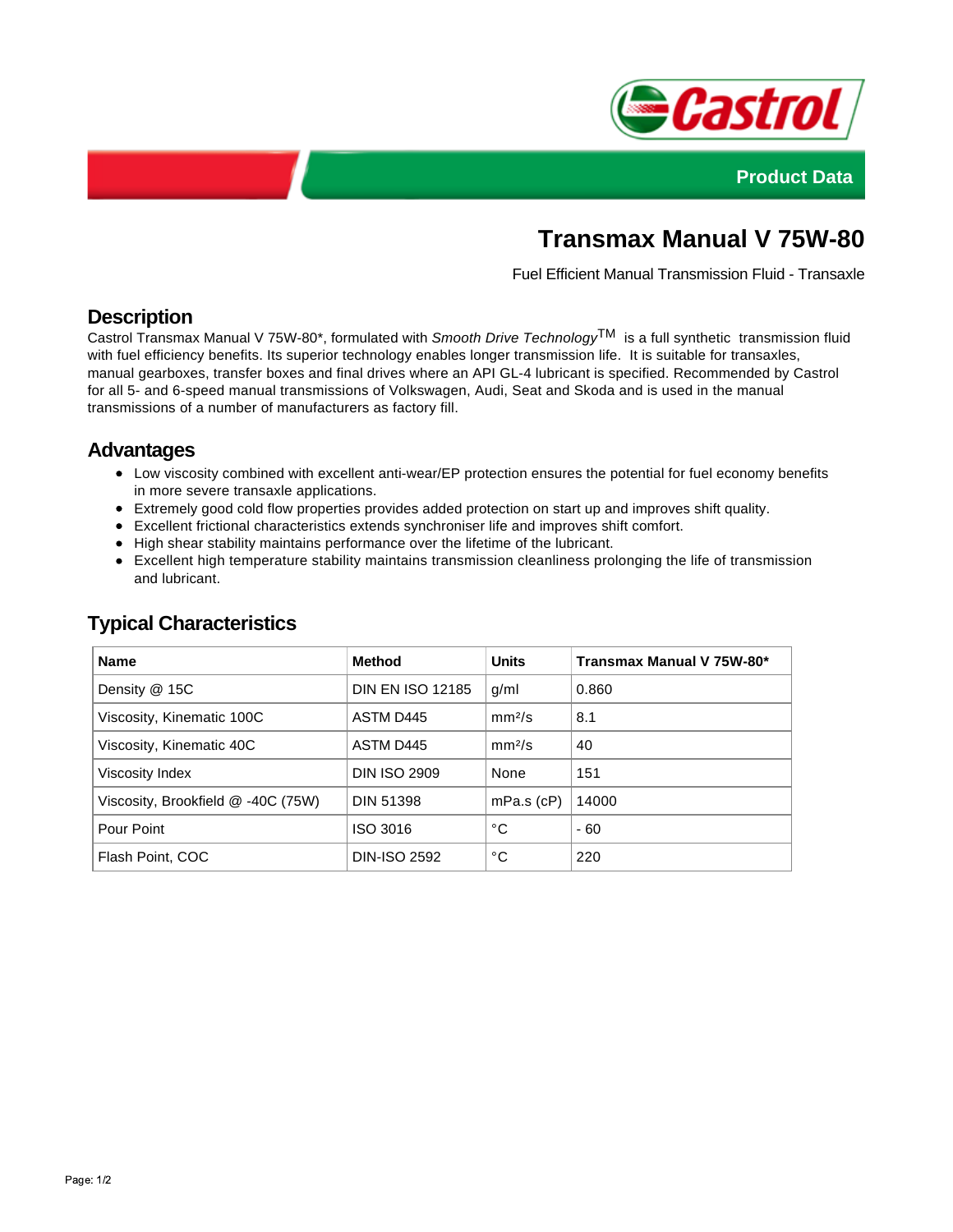Product Data

# Transmax Manual V 75W-80

Fuel Efficient Manual Transmission Fluid - Transaxle

## Description

Castrol Transmax Manual V 75W-80*, formulated with *Smooth Drive Technology*™ is a full synthetic transmission fluid with fuel efficiency benefits. Its superior technology enables longer transmission life. It is suitable for transaxles, manual gearboxes, transfer boxes and final drives where an API GL-4 lubricant is specified. Recommended by Castrol for all 5- and 6-speed manual transmissions of Volkswagen, Audi, Seat and Skoda and is used in the manual transmissions of a number of manufacturers as factory fill.

## Advantages

- Low viscosity combined with excellent anti-wear/EP protection ensures the potential for fuel economy benefits in more severe transaxle applications.
- Extremely good cold flow properties provides added protection on start up and improves shift quality.
- Excellent frictional characteristics extends synchroniser life and improves shift comfort.
- High shear stability maintains performance over the lifetime of the lubricant.
- Excellent high temperature stability maintains transmission cleanliness prolonging the life of transmission and lubricant.

## Typical Characteristics

| Name | Method | Units | Transmax Manual V 75W-80* |
|---|---|---|---|
| Density @ 15C | DIN EN ISO 12185 | g/ml | 0.860 |
| Viscosity, Kinematic 100C | ASTM D445 | $mm^2/s$ | 8.1 |
| Viscosity, Kinematic 40C | ASTM D445 | $mm^2/s$ | 40 |
| Viscosity Index | DIN ISO 2909 | None | 151 |
| Viscosity, Brookfield @ -40C (75W) | DIN 51398 | mPa.s (cP) | 14000 |
| Pour Point | ISO 3016 | °C | - 60 |
| Flash Point, COC | DIN-ISO 2592 | °C | 220 |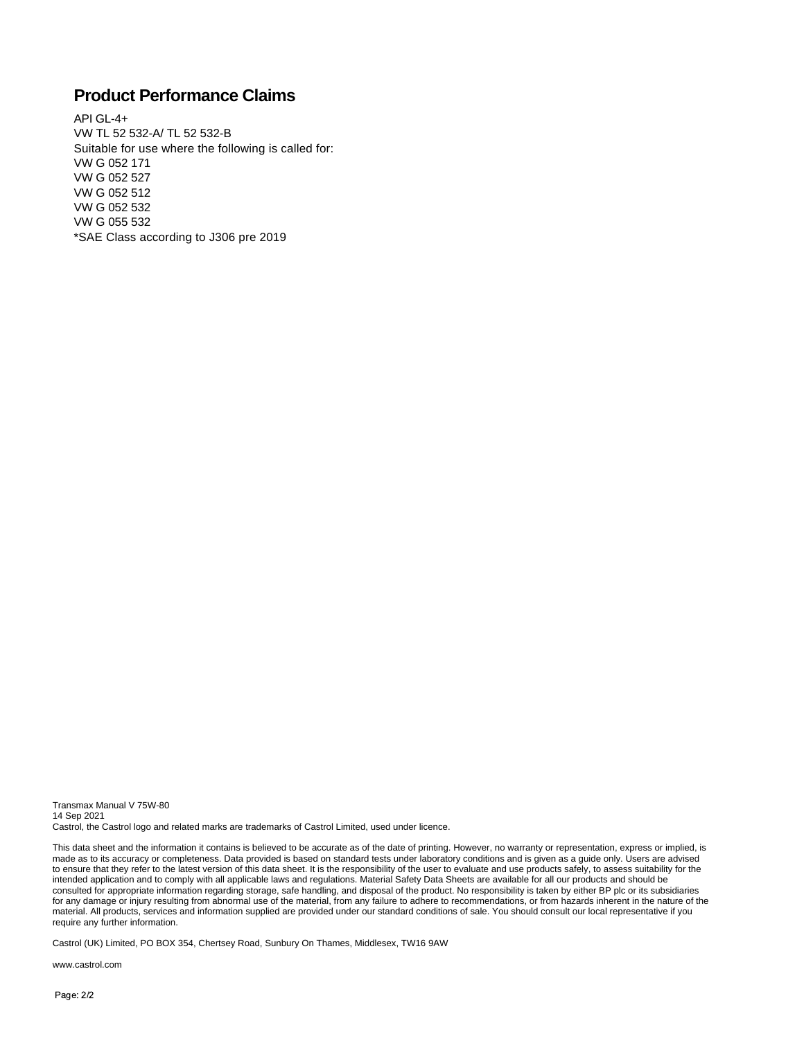## Product Performance Claims

API GL-4+
VW TL 52 532-A/ TL 52 532-B
Suitable for use where the following is called for:
VW G 052 171
VW G 052 527
VW G 052 512
VW G 052 532
VW G 055 532
*SAE Class according to J306 pre 2019

Transmax Manual V 75W-80
14 Sep 2021
Castrol, the Castrol logo and related marks are trademarks of Castrol Limited, used under licence.

This data sheet and the information it contains is believed to be accurate as of the date of printing. However, no warranty or representation, express or implied, is made as to its accuracy or completeness. Data provided is based on standard tests under laboratory conditions and is given as a guide only. Users are advised to ensure that they refer to the latest version of this data sheet. It is the responsibility of the user to evaluate and use products safely, to assess suitability for the intended application and to comply with all applicable laws and regulations. Material Safety Data Sheets are available for all our products and should be consulted for appropriate information regarding storage, safe handling, and disposal of the product. No responsibility is taken by either BP plc or its subsidiaries for any damage or injury resulting from abnormal use of the material, from any failure to adhere to recommendations, or from hazards inherent in the nature of the material. All products, services and information supplied are provided under our standard conditions of sale. You should consult our local representative if you require any further information.

Castrol (UK) Limited, PO BOX 354, Chertsey Road, Sunbury On Thames, Middlesex, TW16 9AW

www.castrol.com